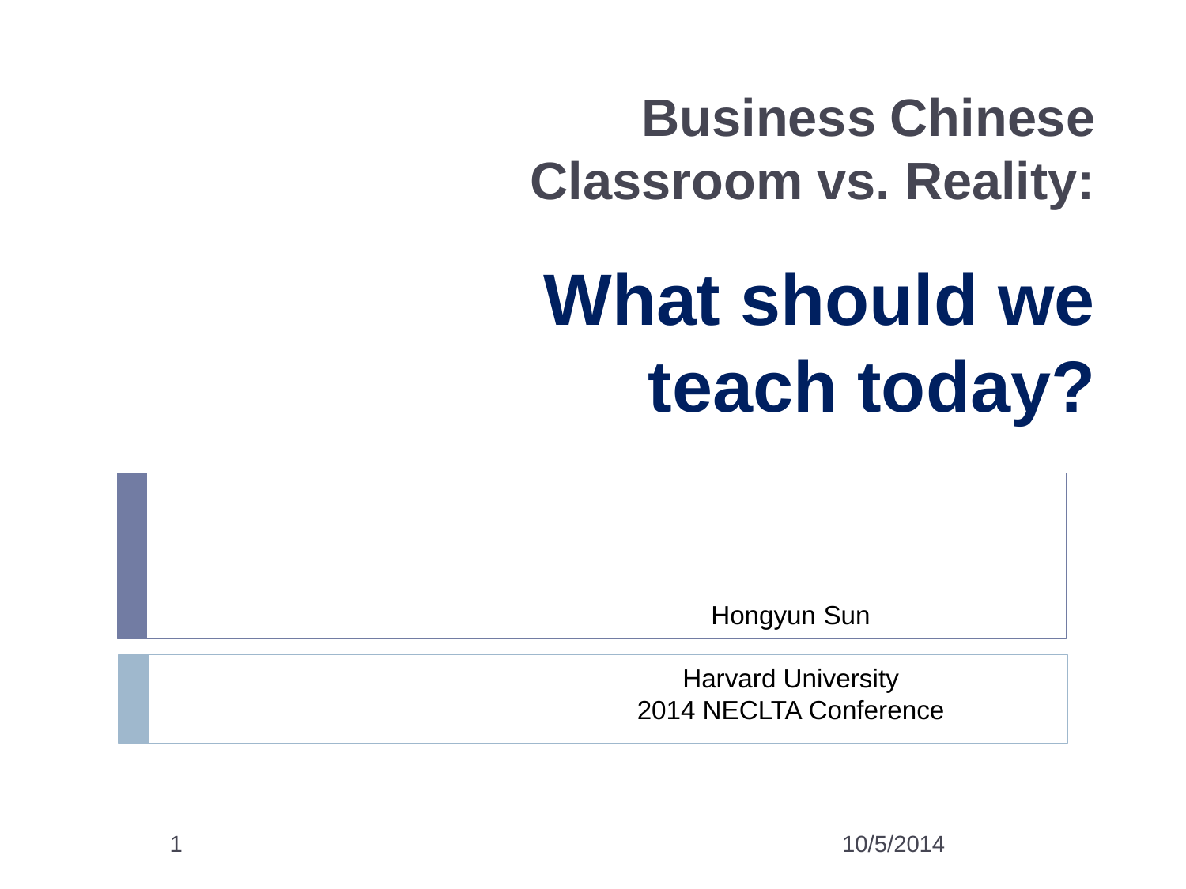# Business Chinese Classroom vs. Reality:

# What should we teach today?

Hongyun Sun

Harvard University
2014 NECLTA Conference

10/5/2014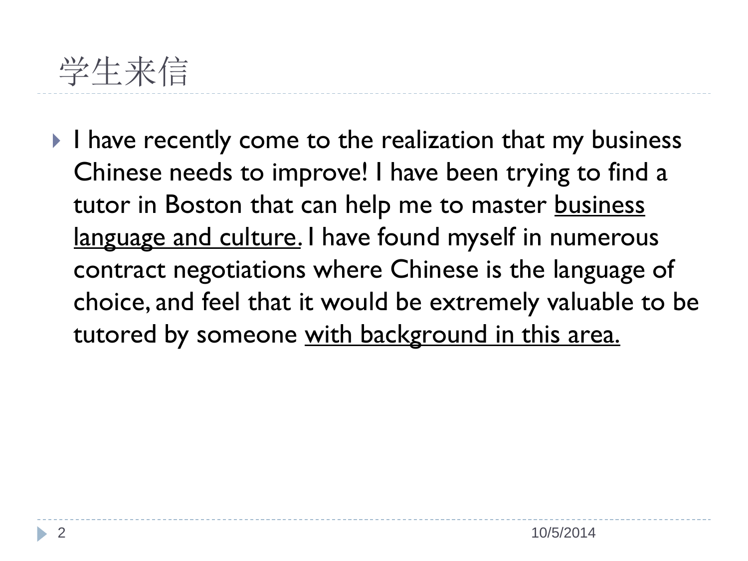# 学生来信

- I have recently come to the realization that my business Chinese needs to improve! I have been trying to find a tutor in Boston that can help me to master <u>business language and culture.</u> I have found myself in numerous contract negotiations where Chinese is the language of choice, and feel that it would be extremely valuable to be tutored by someone <u>with background in this area.</u>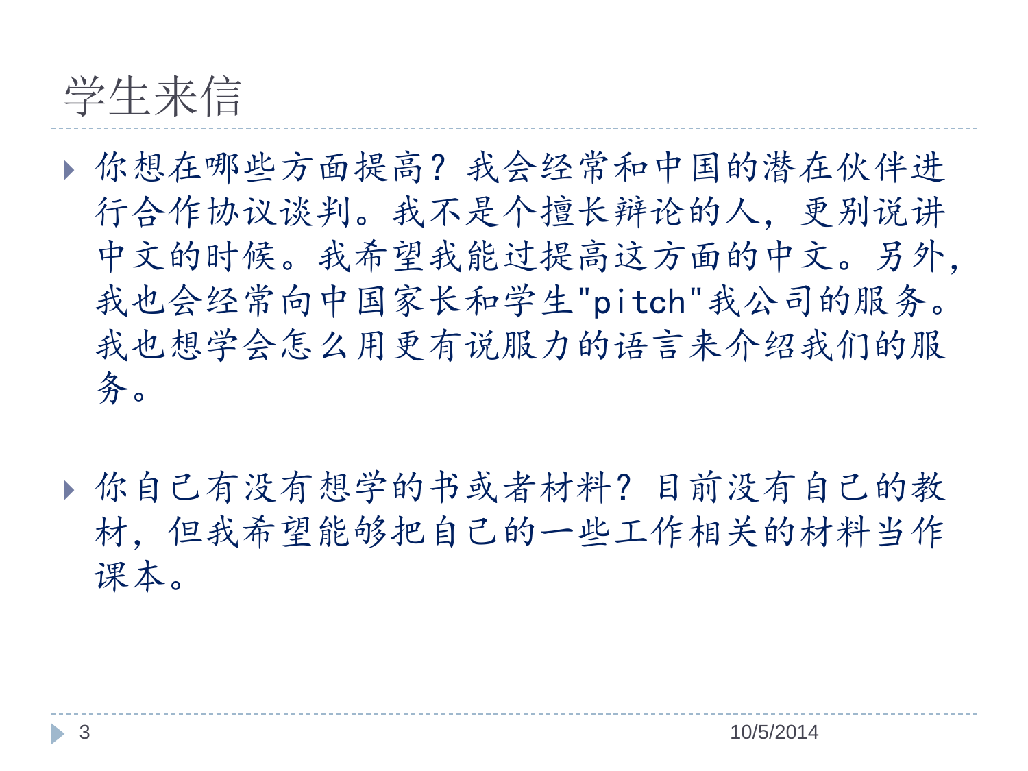# 学生来信

- 你想在哪些方面提高？我会经常和中国的潜在伙伴进行合作协议谈判。我不是个擅长辩论的人，更别说讲中文的时候。我希望我能过提高这方面的中文。另外，我也会经常向中国家长和学生"pitch"我公司的服务。我也想学会怎么用更有说服力的语言来介绍我们的服务。

- 你自己有没有想学的书或者材料？目前没有自己的教材，但我希望能够把自己的一些工作相关的材料当作课本。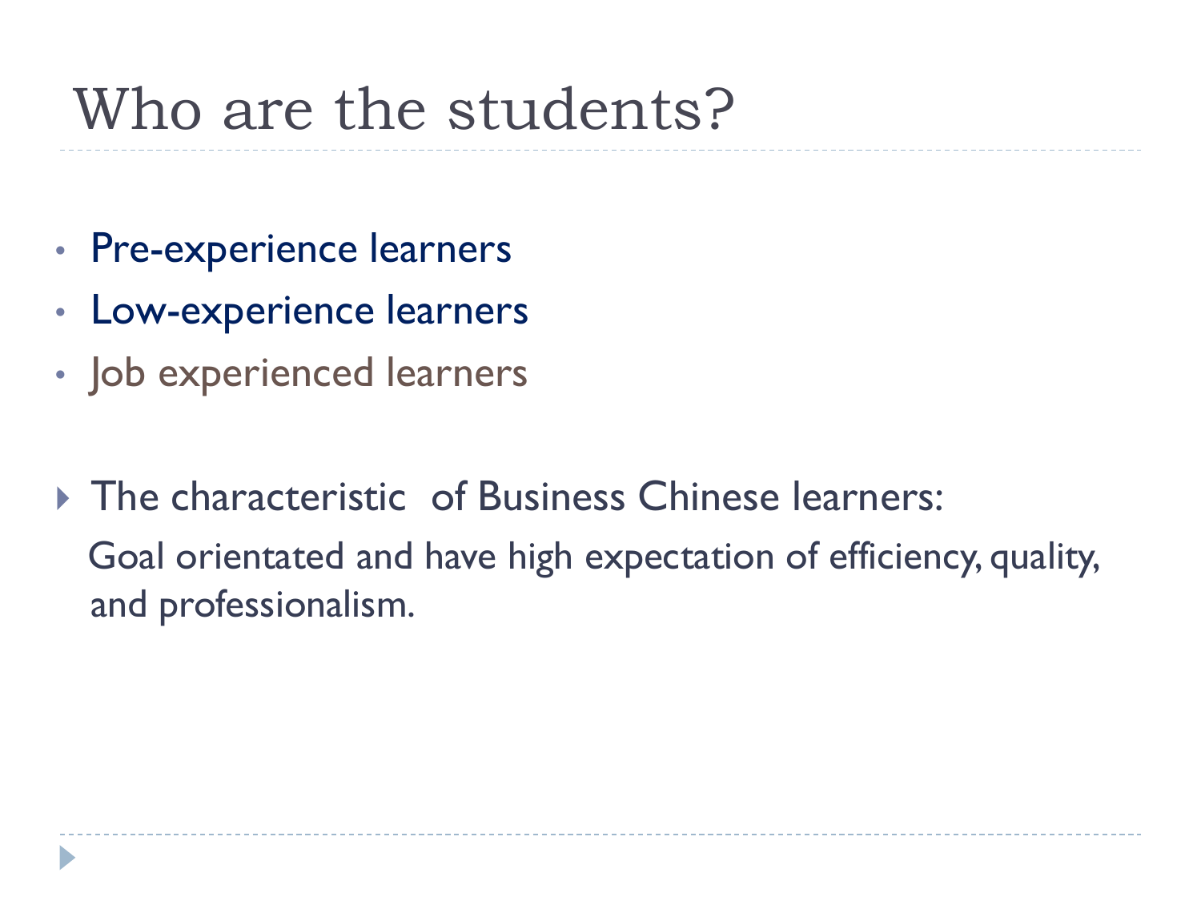# Who are the students?

- Pre-experience learners
- Low-experience learners
- Job experienced learners

- The characteristic of Business Chinese learners:
  Goal orientated and have high expectation of efficiency, quality, and professionalism.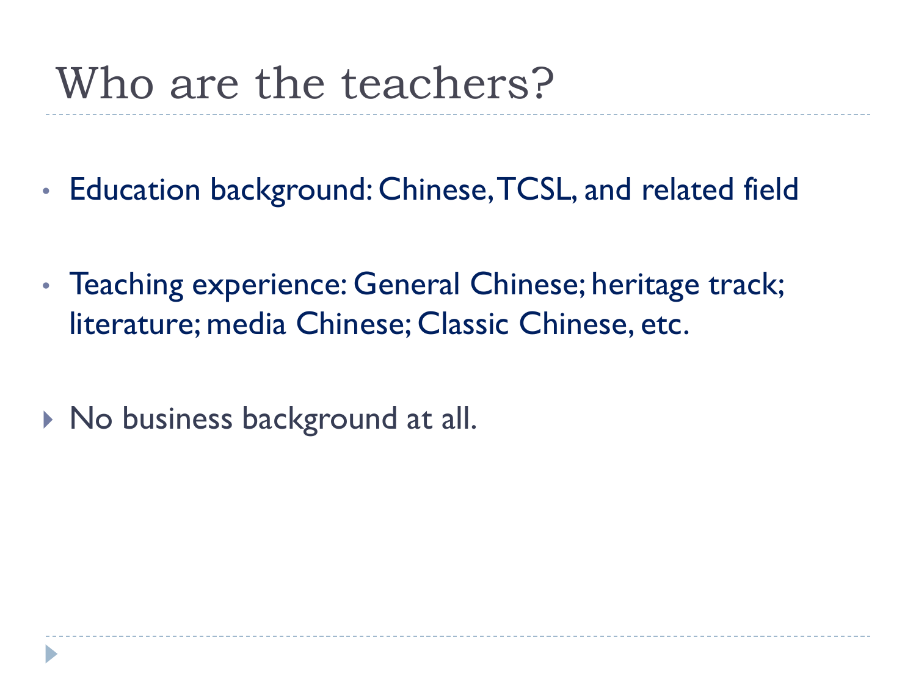# Who are the teachers?

- Education background: Chinese, TCSL, and related field

- Teaching experience: General Chinese; heritage track; literature; media Chinese; Classic Chinese, etc.

- No business background at all.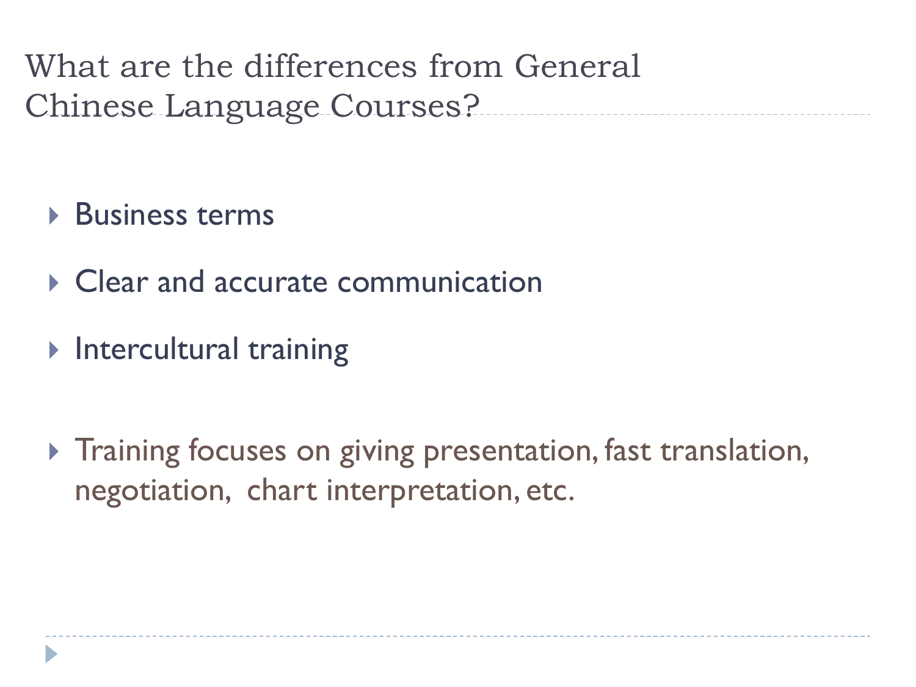# What are the differences from General Chinese Language Courses?

- Business terms
- Clear and accurate communication
- Intercultural training
- Training focuses on giving presentation, fast translation, negotiation, chart interpretation, etc.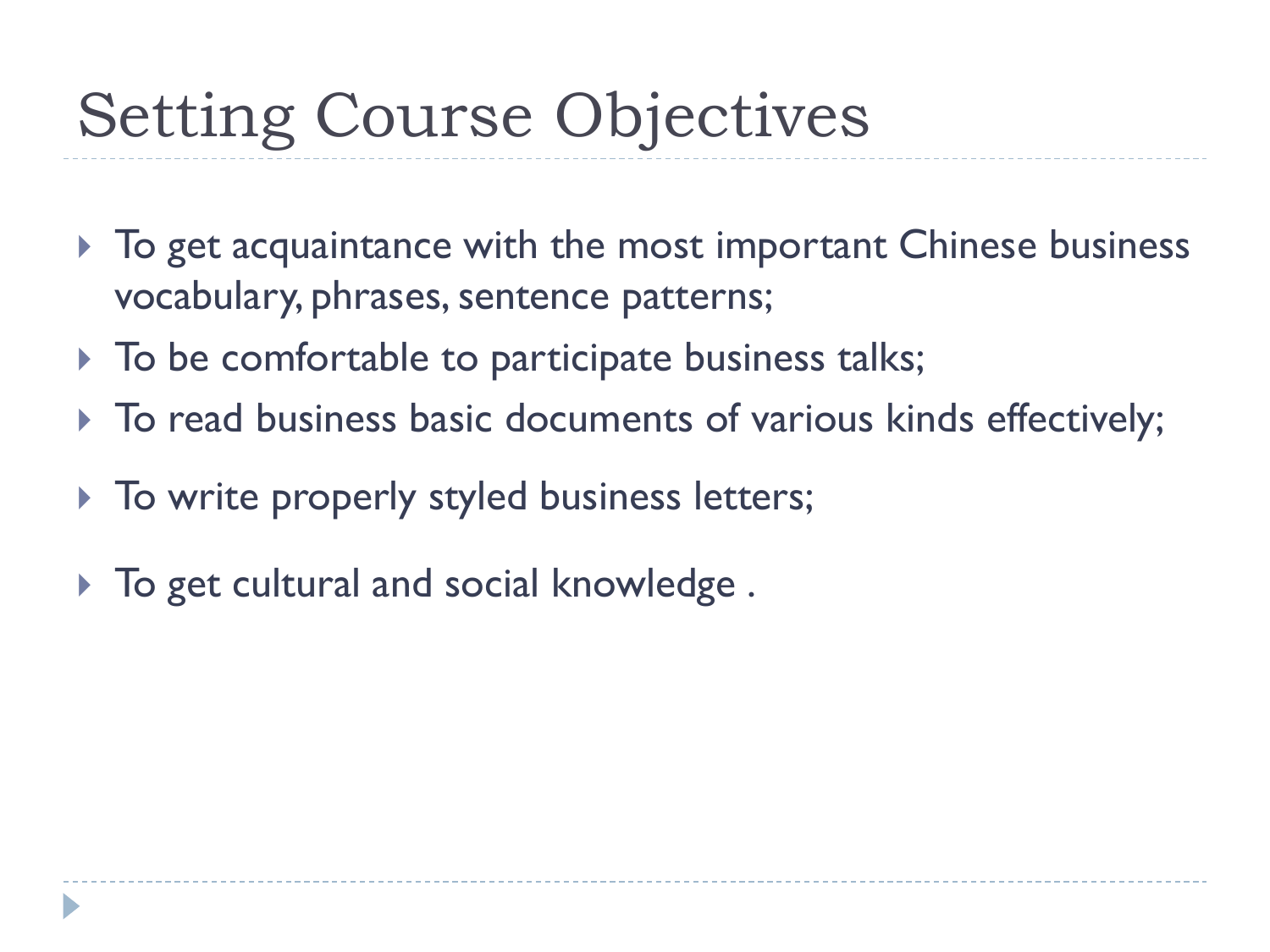# Setting Course Objectives

- To get acquaintance with the most important Chinese business vocabulary, phrases, sentence patterns;
- To be comfortable to participate business talks;
- To read business basic documents of various kinds effectively;
- To write properly styled business letters;
- To get cultural and social knowledge .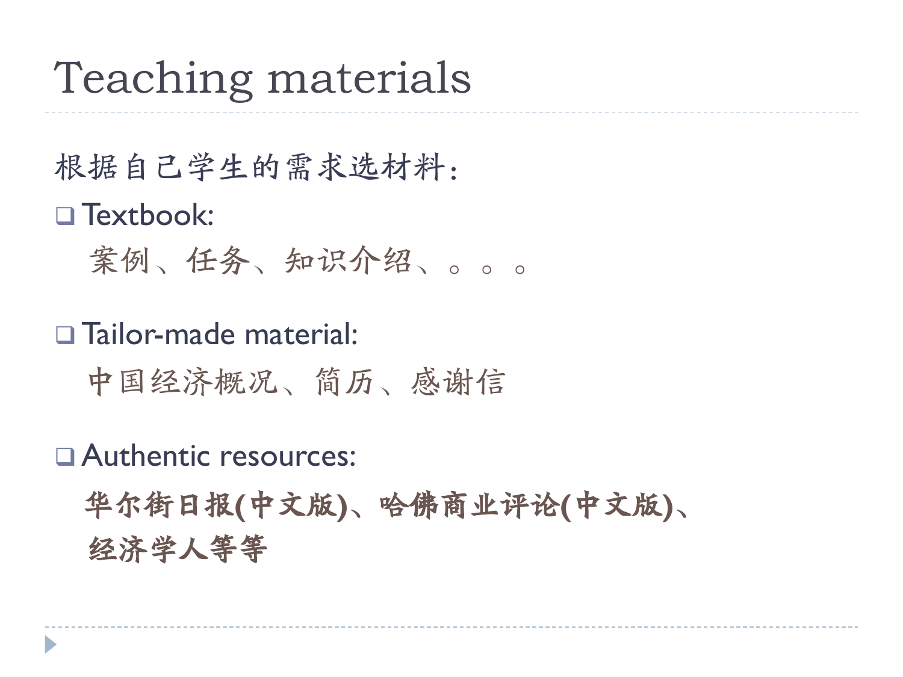# Teaching materials

根据自己学生的需求选材料：

- Textbook:
  案例、任务、知识介绍、。。。

- Tailor-made material:
  中国经济概况、简历、感谢信

- Authentic resources:
  **华尔街日报(中文版)、哈佛商业评论(中文版)、经济学人等等**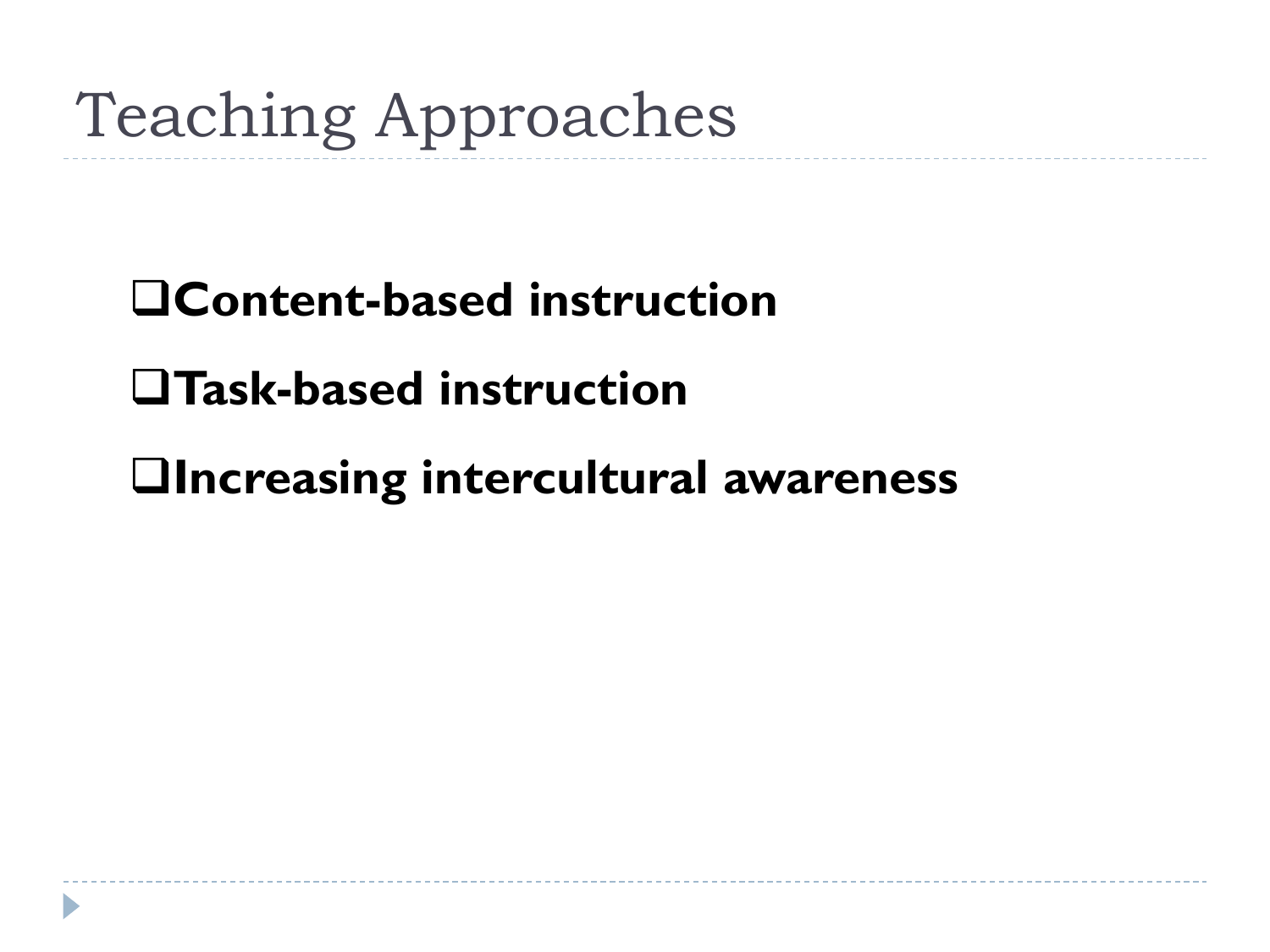# Teaching Approaches

- **Content-based instruction**
- **Task-based instruction**
- **Increasing intercultural awareness**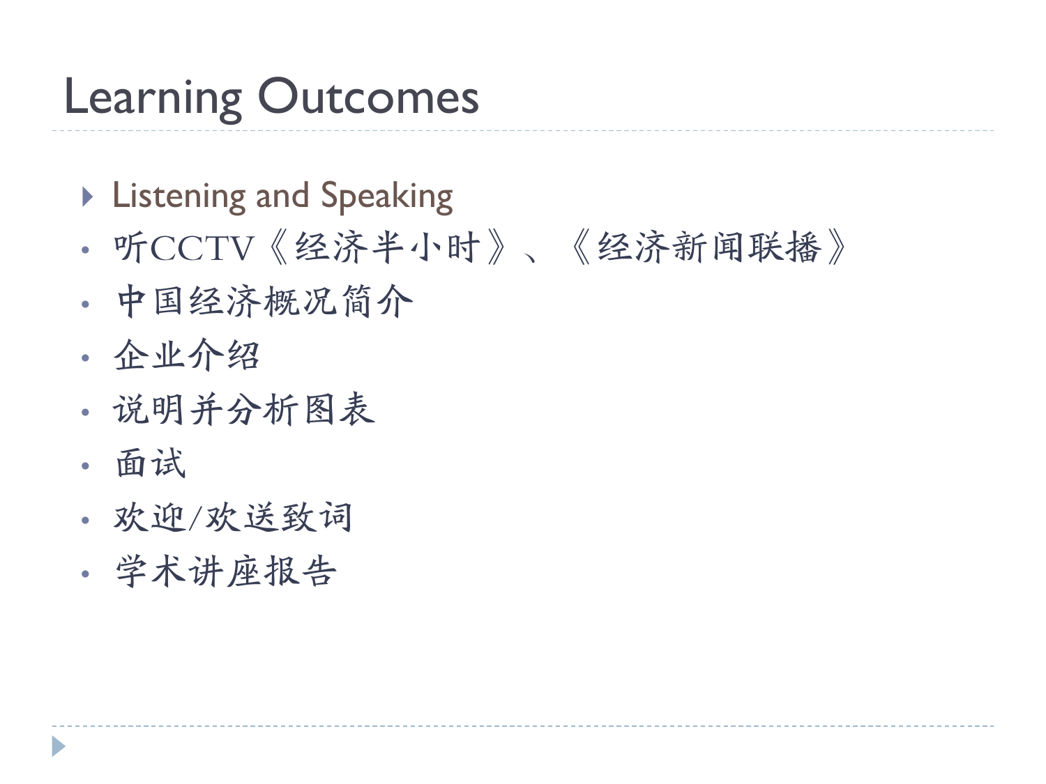# Learning Outcomes

- Listening and Speaking
- 听CCTV《经济半小时》、《经济新闻联播》
- 中国经济概况简介
- 企业介绍
- 说明并分析图表
- 面试
- 欢迎/欢送致词
- 学术讲座报告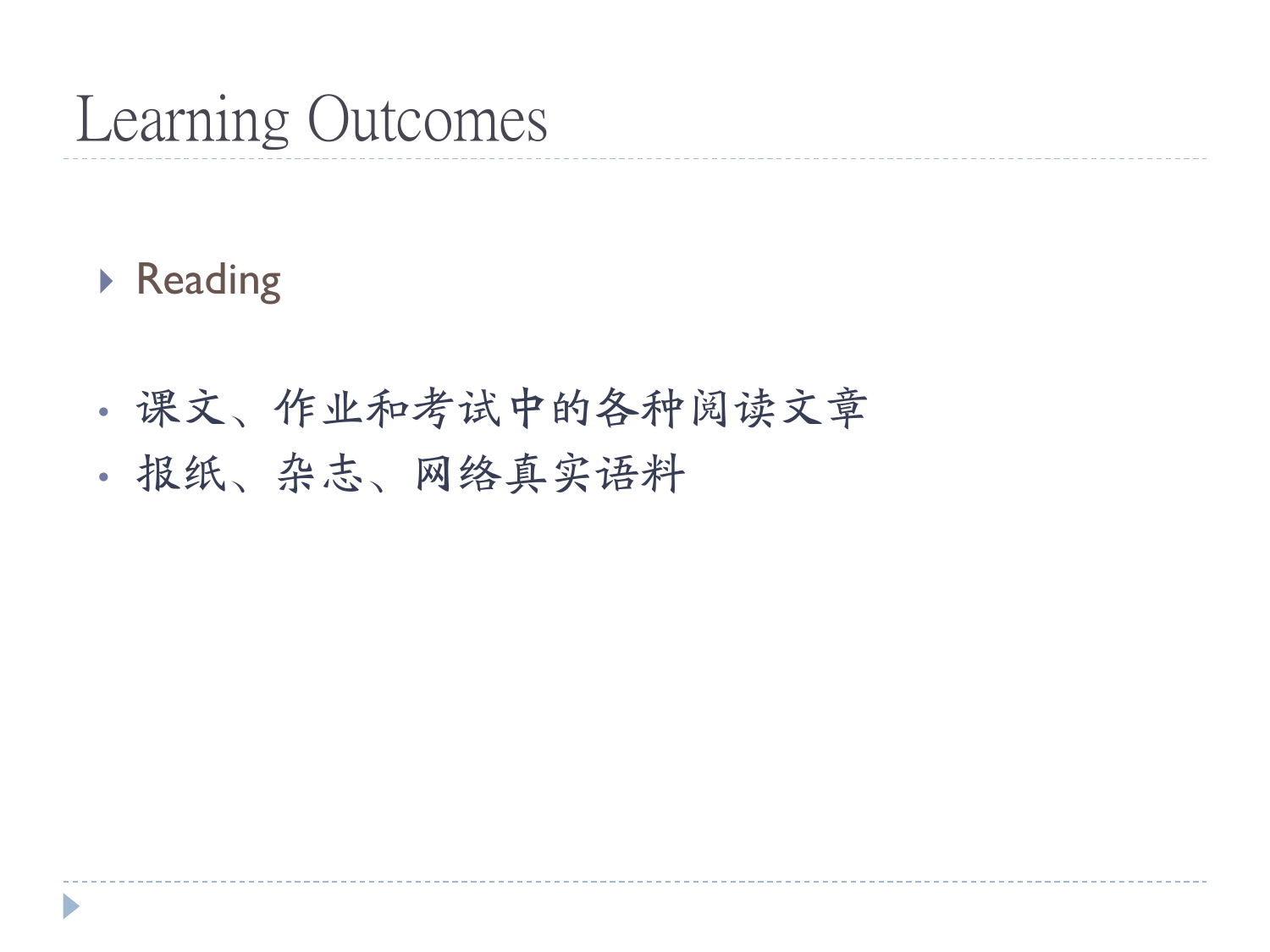# Learning Outcomes

- Reading

- 课文、作业和考试中的各种阅读文章
- 报纸、杂志、网络真实语料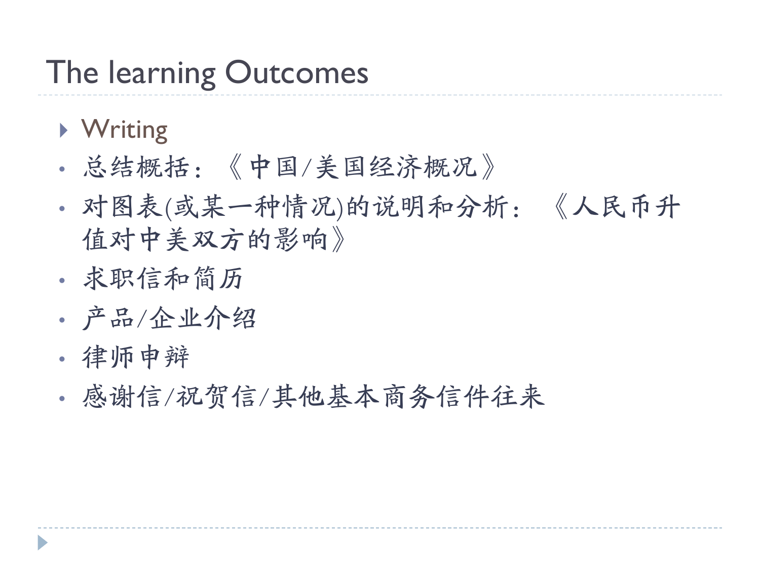# The learning Outcomes

- Writing
- 总结概括：《中国/美国经济概况》
- 对图表(或某一种情况)的说明和分析：《人民币升值对中美双方的影响》
- 求职信和简历
- 产品/企业介绍
- 律师申辩
- 感谢信/祝贺信/其他基本商务信件往来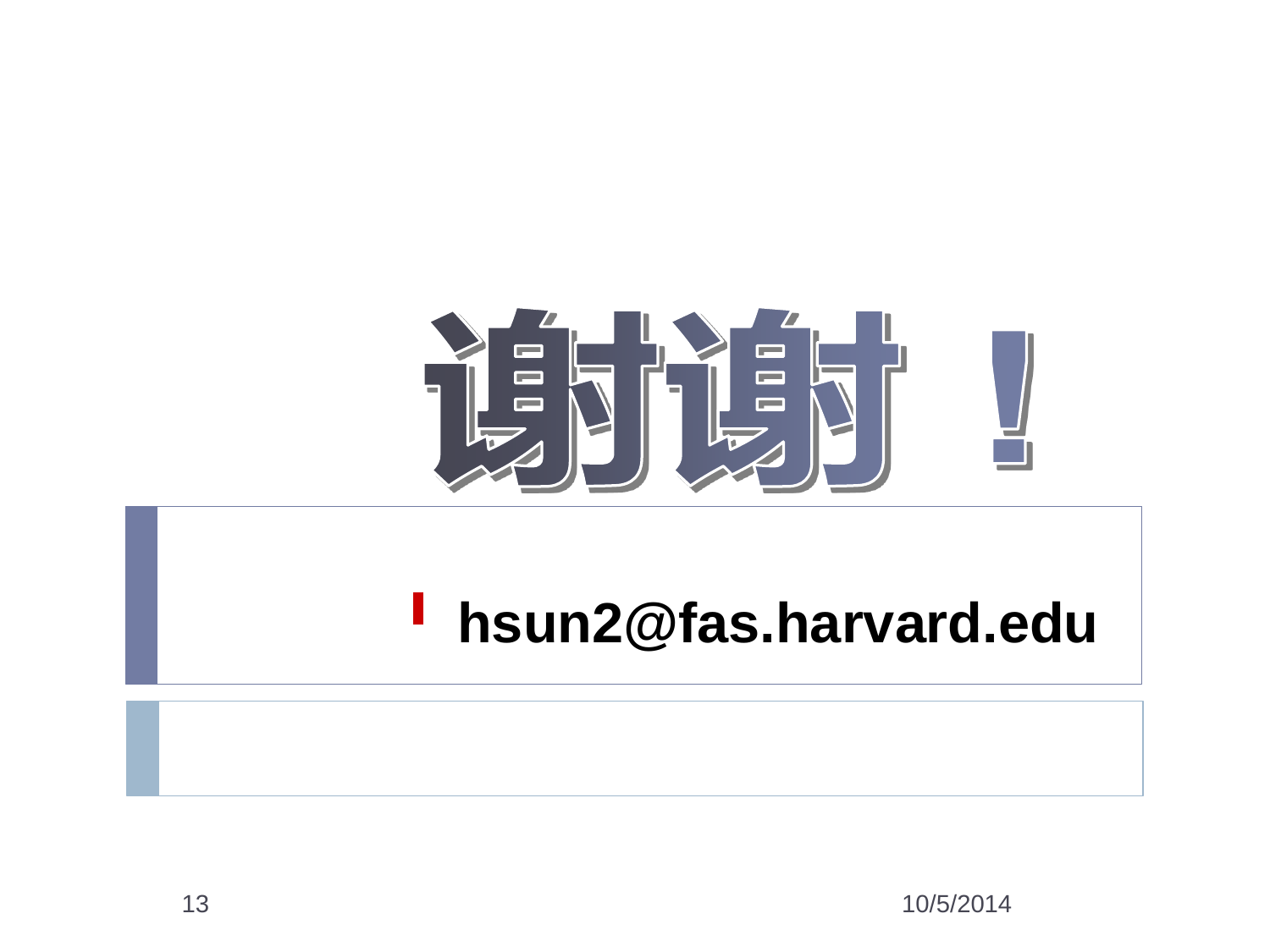# 谢谢！

- hsun2@fas.harvard.edu